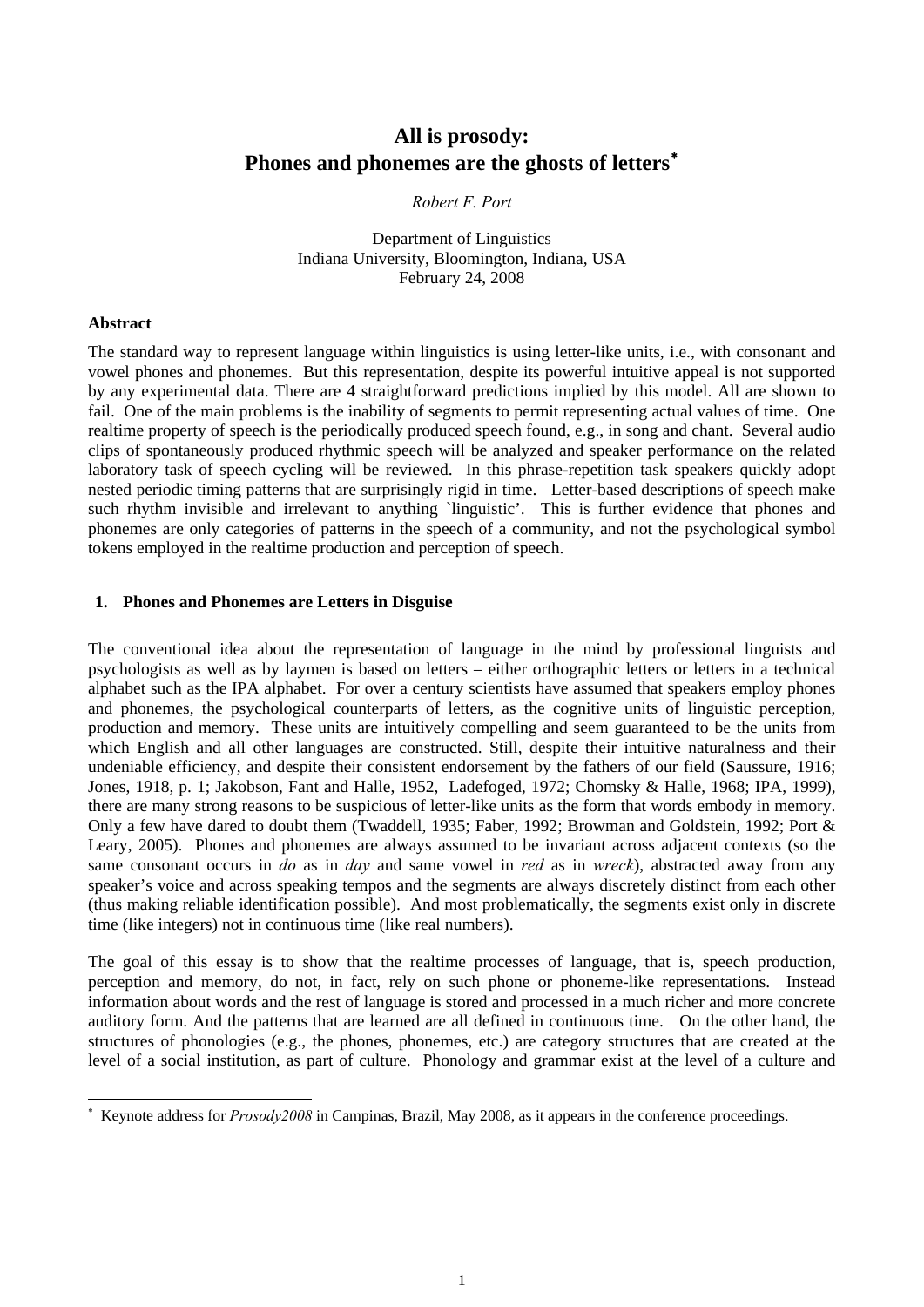# All is prosody: Phones and phonemes are the ghosts of letters*

*Robert F. Port*

Department of Linguistics
Indiana University, Bloomington, Indiana, USA
February 24, 2008

**Abstract**

The standard way to represent language within linguistics is using letter-like units, i.e., with consonant and vowel phones and phonemes. But this representation, despite its powerful intuitive appeal is not supported by any experimental data. There are 4 straightforward predictions implied by this model. All are shown to fail. One of the main problems is the inability of segments to permit representing actual values of time. One realtime property of speech is the periodically produced speech found, e.g., in song and chant. Several audio clips of spontaneously produced rhythmic speech will be analyzed and speaker performance on the related laboratory task of speech cycling will be reviewed. In this phrase-repetition task speakers quickly adopt nested periodic timing patterns that are surprisingly rigid in time. Letter-based descriptions of speech make such rhythm invisible and irrelevant to anything `linguistic'. This is further evidence that phones and phonemes are only categories of patterns in the speech of a community, and not the psychological symbol tokens employed in the realtime production and perception of speech.

## 1. Phones and Phonemes are Letters in Disguise

The conventional idea about the representation of language in the mind by professional linguists and psychologists as well as by laymen is based on letters – either orthographic letters or letters in a technical alphabet such as the IPA alphabet. For over a century scientists have assumed that speakers employ phones and phonemes, the psychological counterparts of letters, as the cognitive units of linguistic perception, production and memory. These units are intuitively compelling and seem guaranteed to be the units from which English and all other languages are constructed. Still, despite their intuitive naturalness and their undeniable efficiency, and despite their consistent endorsement by the fathers of our field (Saussure, 1916; Jones, 1918, p. 1; Jakobson, Fant and Halle, 1952, Ladefoged, 1972; Chomsky & Halle, 1968; IPA, 1999), there are many strong reasons to be suspicious of letter-like units as the form that words embody in memory. Only a few have dared to doubt them (Twaddell, 1935; Faber, 1992; Browman and Goldstein, 1992; Port & Leary, 2005). Phones and phonemes are always assumed to be invariant across adjacent contexts (so the same consonant occurs in *do* as in *day* and same vowel in *red* as in *wreck*), abstracted away from any speaker's voice and across speaking tempos and the segments are always discretely distinct from each other (thus making reliable identification possible). And most problematically, the segments exist only in discrete time (like integers) not in continuous time (like real numbers).

The goal of this essay is to show that the realtime processes of language, that is, speech production, perception and memory, do not, in fact, rely on such phone or phoneme-like representations. Instead information about words and the rest of language is stored and processed in a much richer and more concrete auditory form. And the patterns that are learned are all defined in continuous time. On the other hand, the structures of phonologies (e.g., the phones, phonemes, etc.) are category structures that are created at the level of a social institution, as part of culture. Phonology and grammar exist at the level of a culture and

* Keynote address for *Prosody2008* in Campinas, Brazil, May 2008, as it appears in the conference proceedings.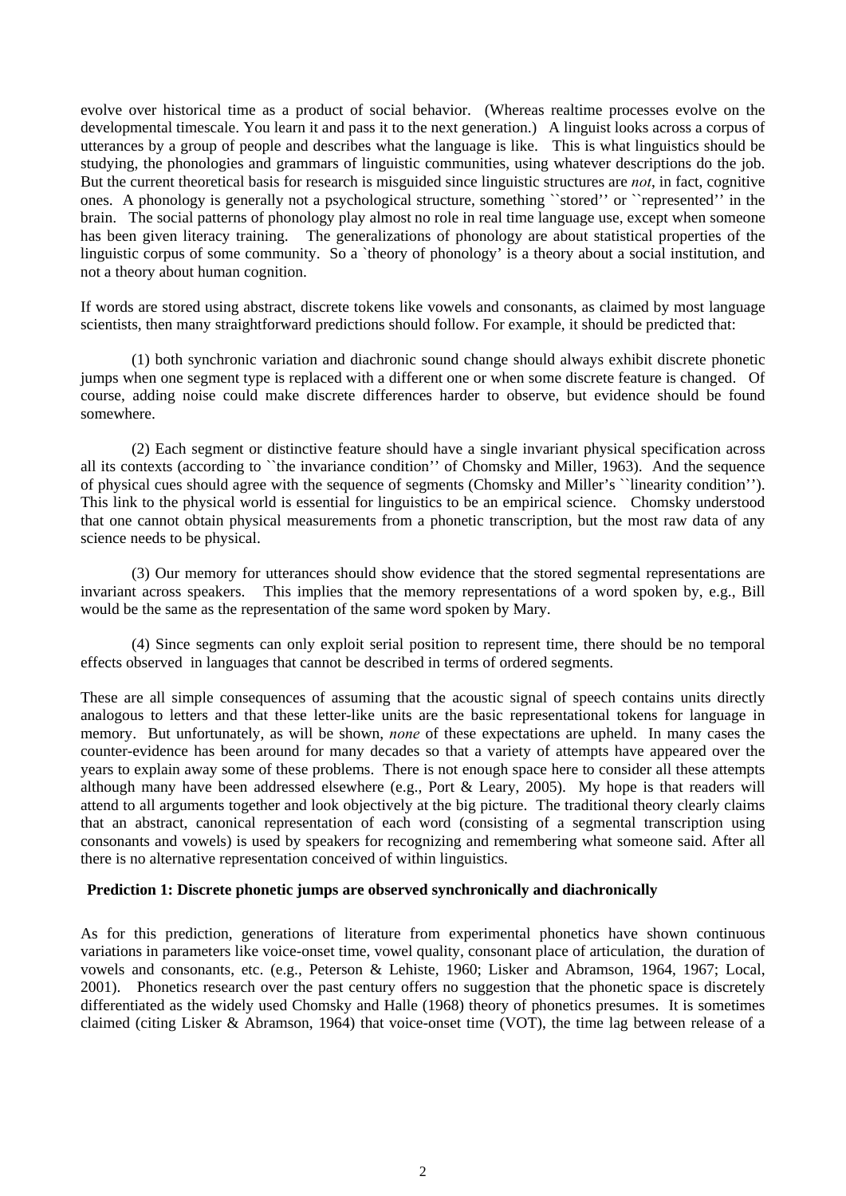evolve over historical time as a product of social behavior. (Whereas realtime processes evolve on the developmental timescale. You learn it and pass it to the next generation.) A linguist looks across a corpus of utterances by a group of people and describes what the language is like. This is what linguistics should be studying, the phonologies and grammars of linguistic communities, using whatever descriptions do the job. But the current theoretical basis for research is misguided since linguistic structures are *not*, in fact, cognitive ones. A phonology is generally not a psychological structure, something ``stored'' or ``represented'' in the brain. The social patterns of phonology play almost no role in real time language use, except when someone has been given literacy training. The generalizations of phonology are about statistical properties of the linguistic corpus of some community. So a `theory of phonology' is a theory about a social institution, and not a theory about human cognition.

If words are stored using abstract, discrete tokens like vowels and consonants, as claimed by most language scientists, then many straightforward predictions should follow. For example, it should be predicted that:

(1) both synchronic variation and diachronic sound change should always exhibit discrete phonetic jumps when one segment type is replaced with a different one or when some discrete feature is changed. Of course, adding noise could make discrete differences harder to observe, but evidence should be found somewhere.

(2) Each segment or distinctive feature should have a single invariant physical specification across all its contexts (according to ``the invariance condition'' of Chomsky and Miller, 1963). And the sequence of physical cues should agree with the sequence of segments (Chomsky and Miller's ``linearity condition''). This link to the physical world is essential for linguistics to be an empirical science. Chomsky understood that one cannot obtain physical measurements from a phonetic transcription, but the most raw data of any science needs to be physical.

(3) Our memory for utterances should show evidence that the stored segmental representations are invariant across speakers. This implies that the memory representations of a word spoken by, e.g., Bill would be the same as the representation of the same word spoken by Mary.

(4) Since segments can only exploit serial position to represent time, there should be no temporal effects observed in languages that cannot be described in terms of ordered segments.

These are all simple consequences of assuming that the acoustic signal of speech contains units directly analogous to letters and that these letter-like units are the basic representational tokens for language in memory. But unfortunately, as will be shown, *none* of these expectations are upheld. In many cases the counter-evidence has been around for many decades so that a variety of attempts have appeared over the years to explain away some of these problems. There is not enough space here to consider all these attempts although many have been addressed elsewhere (e.g., Port & Leary, 2005). My hope is that readers will attend to all arguments together and look objectively at the big picture. The traditional theory clearly claims that an abstract, canonical representation of each word (consisting of a segmental transcription using consonants and vowels) is used by speakers for recognizing and remembering what someone said. After all there is no alternative representation conceived of within linguistics.

**Prediction 1: Discrete phonetic jumps are observed synchronically and diachronically**

As for this prediction, generations of literature from experimental phonetics have shown continuous variations in parameters like voice-onset time, vowel quality, consonant place of articulation, the duration of vowels and consonants, etc. (e.g., Peterson & Lehiste, 1960; Lisker and Abramson, 1964, 1967; Local, 2001). Phonetics research over the past century offers no suggestion that the phonetic space is discretely differentiated as the widely used Chomsky and Halle (1968) theory of phonetics presumes. It is sometimes claimed (citing Lisker & Abramson, 1964) that voice-onset time (VOT), the time lag between release of a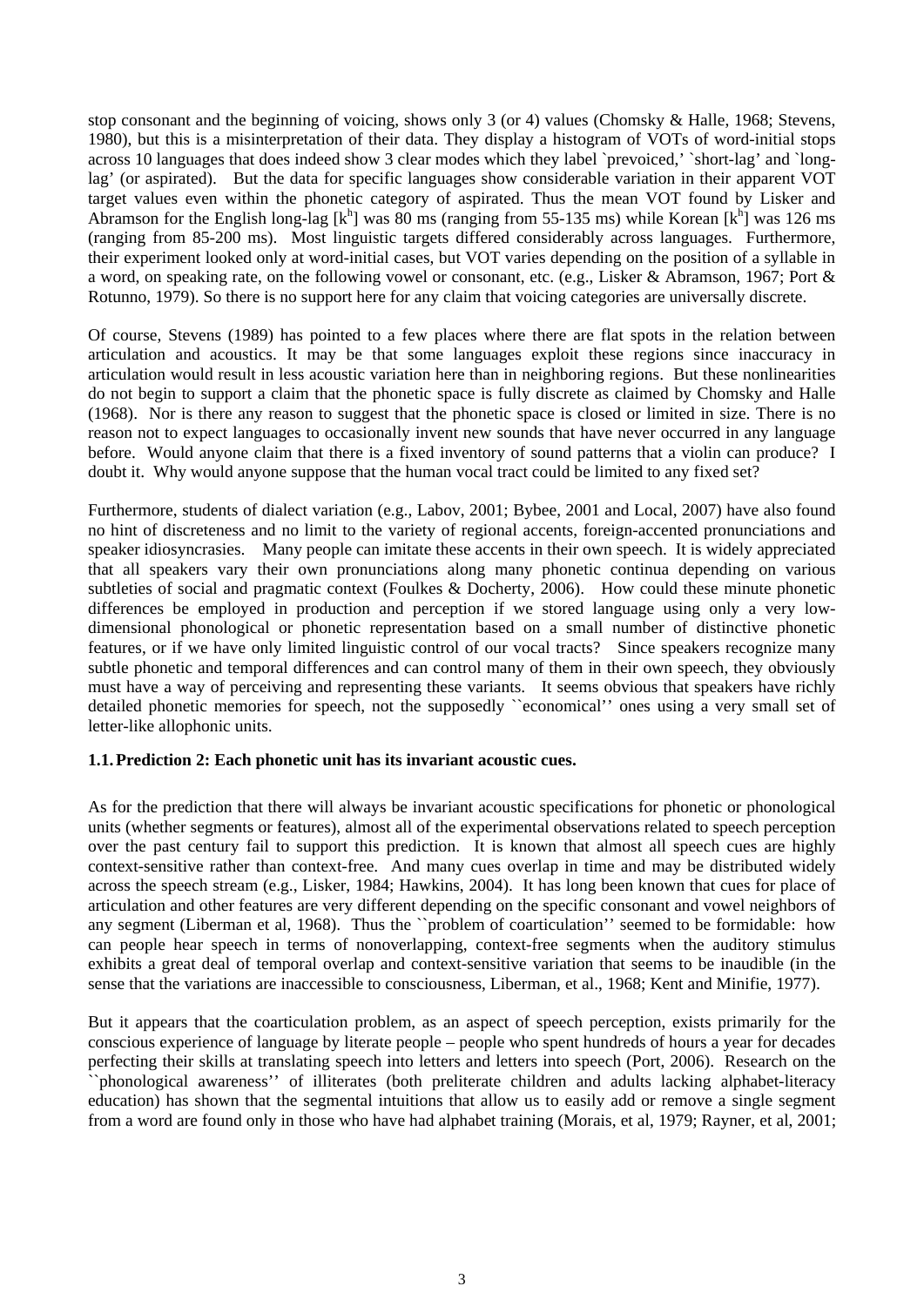stop consonant and the beginning of voicing, shows only 3 (or 4) values (Chomsky & Halle, 1968; Stevens, 1980), but this is a misinterpretation of their data. They display a histogram of VOTs of word-initial stops across 10 languages that does indeed show 3 clear modes which they label `prevoiced,' `short-lag' and `long-lag' (or aspirated). But the data for specific languages show considerable variation in their apparent VOT target values even within the phonetic category of aspirated. Thus the mean VOT found by Lisker and Abramson for the English long-lag [$k^h$] was 80 ms (ranging from 55-135 ms) while Korean [$k^h$] was 126 ms (ranging from 85-200 ms). Most linguistic targets differed considerably across languages. Furthermore, their experiment looked only at word-initial cases, but VOT varies depending on the position of a syllable in a word, on speaking rate, on the following vowel or consonant, etc. (e.g., Lisker & Abramson, 1967; Port & Rotunno, 1979). So there is no support here for any claim that voicing categories are universally discrete.

Of course, Stevens (1989) has pointed to a few places where there are flat spots in the relation between articulation and acoustics. It may be that some languages exploit these regions since inaccuracy in articulation would result in less acoustic variation here than in neighboring regions. But these nonlinearities do not begin to support a claim that the phonetic space is fully discrete as claimed by Chomsky and Halle (1968). Nor is there any reason to suggest that the phonetic space is closed or limited in size. There is no reason not to expect languages to occasionally invent new sounds that have never occurred in any language before. Would anyone claim that there is a fixed inventory of sound patterns that a violin can produce? I doubt it. Why would anyone suppose that the human vocal tract could be limited to any fixed set?

Furthermore, students of dialect variation (e.g., Labov, 2001; Bybee, 2001 and Local, 2007) have also found no hint of discreteness and no limit to the variety of regional accents, foreign-accented pronunciations and speaker idiosyncrasies. Many people can imitate these accents in their own speech. It is widely appreciated that all speakers vary their own pronunciations along many phonetic continua depending on various subtleties of social and pragmatic context (Foulkes & Docherty, 2006). How could these minute phonetic differences be employed in production and perception if we stored language using only a very low-dimensional phonological or phonetic representation based on a small number of distinctive phonetic features, or if we have only limited linguistic control of our vocal tracts? Since speakers recognize many subtle phonetic and temporal differences and can control many of them in their own speech, they obviously must have a way of perceiving and representing these variants. It seems obvious that speakers have richly detailed phonetic memories for speech, not the supposedly ``economical'' ones using a very small set of letter-like allophonic units.

### 1.1. Prediction 2: Each phonetic unit has its invariant acoustic cues.

As for the prediction that there will always be invariant acoustic specifications for phonetic or phonological units (whether segments or features), almost all of the experimental observations related to speech perception over the past century fail to support this prediction. It is known that almost all speech cues are highly context-sensitive rather than context-free. And many cues overlap in time and may be distributed widely across the speech stream (e.g., Lisker, 1984; Hawkins, 2004). It has long been known that cues for place of articulation and other features are very different depending on the specific consonant and vowel neighbors of any segment (Liberman et al, 1968). Thus the ``problem of coarticulation'' seemed to be formidable: how can people hear speech in terms of nonoverlapping, context-free segments when the auditory stimulus exhibits a great deal of temporal overlap and context-sensitive variation that seems to be inaudible (in the sense that the variations are inaccessible to consciousness, Liberman, et al., 1968; Kent and Minifie, 1977).

But it appears that the coarticulation problem, as an aspect of speech perception, exists primarily for the conscious experience of language by literate people – people who spent hundreds of hours a year for decades perfecting their skills at translating speech into letters and letters into speech (Port, 2006). Research on the ``phonological awareness'' of illiterates (both preliterate children and adults lacking alphabet-literacy education) has shown that the segmental intuitions that allow us to easily add or remove a single segment from a word are found only in those who have had alphabet training (Morais, et al, 1979; Rayner, et al, 2001;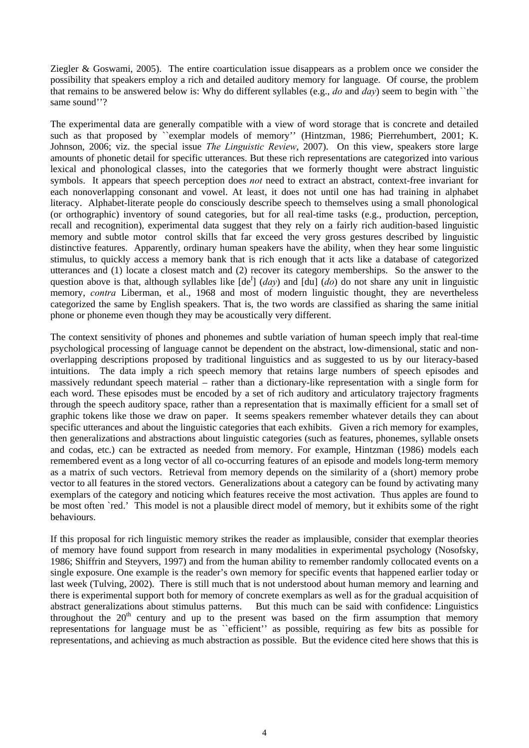Ziegler & Goswami, 2005). The entire coarticulation issue disappears as a problem once we consider the possibility that speakers employ a rich and detailed auditory memory for language. Of course, the problem that remains to be answered below is: Why do different syllables (e.g., *do* and *day*) seem to begin with ``the same sound''?

The experimental data are generally compatible with a view of word storage that is concrete and detailed such as that proposed by ``exemplar models of memory'' (Hintzman, 1986; Pierrehumbert, 2001; K. Johnson, 2006; viz. the special issue *The Linguistic Review*, 2007). On this view, speakers store large amounts of phonetic detail for specific utterances. But these rich representations are categorized into various lexical and phonological classes, into the categories that we formerly thought were abstract linguistic symbols. It appears that speech perception does *not* need to extract an abstract, context-free invariant for each nonoverlapping consonant and vowel. At least, it does not until one has had training in alphabet literacy. Alphabet-literate people do consciously describe speech to themselves using a small phonological (or orthographic) inventory of sound categories, but for all real-time tasks (e.g., production, perception, recall and recognition), experimental data suggest that they rely on a fairly rich audition-based linguistic memory and subtle motor control skills that far exceed the very gross gestures described by linguistic distinctive features. Apparently, ordinary human speakers have the ability, when they hear some linguistic stimulus, to quickly access a memory bank that is rich enough that it acts like a database of categorized utterances and (1) locate a closest match and (2) recover its category memberships. So the answer to the question above is that, although syllables like [de$^{I}$] (*day*) and [du] (*do*) do not share any unit in linguistic memory, *contra* Liberman, et al., 1968 and most of modern linguistic thought, they are nevertheless categorized the same by English speakers. That is, the two words are classified as sharing the same initial phone or phoneme even though they may be acoustically very different.

The context sensitivity of phones and phonemes and subtle variation of human speech imply that real-time psychological processing of language cannot be dependent on the abstract, low-dimensional, static and non-overlapping descriptions proposed by traditional linguistics and as suggested to us by our literacy-based intuitions. The data imply a rich speech memory that retains large numbers of speech episodes and massively redundant speech material – rather than a dictionary-like representation with a single form for each word. These episodes must be encoded by a set of rich auditory and articulatory trajectory fragments through the speech auditory space, rather than a representation that is maximally efficient for a small set of graphic tokens like those we draw on paper. It seems speakers remember whatever details they can about specific utterances and about the linguistic categories that each exhibits. Given a rich memory for examples, then generalizations and abstractions about linguistic categories (such as features, phonemes, syllable onsets and codas, etc.) can be extracted as needed from memory. For example, Hintzman (1986) models each remembered event as a long vector of all co-occurring features of an episode and models long-term memory as a matrix of such vectors. Retrieval from memory depends on the similarity of a (short) memory probe vector to all features in the stored vectors. Generalizations about a category can be found by activating many exemplars of the category and noticing which features receive the most activation. Thus apples are found to be most often `red.' This model is not a plausible direct model of memory, but it exhibits some of the right behaviours.

If this proposal for rich linguistic memory strikes the reader as implausible, consider that exemplar theories of memory have found support from research in many modalities in experimental psychology (Nosofsky, 1986; Shiffrin and Steyvers, 1997) and from the human ability to remember randomly collocated events on a single exposure. One example is the reader's own memory for specific events that happened earlier today or last week (Tulving, 2002). There is still much that is not understood about human memory and learning and there is experimental support both for memory of concrete exemplars as well as for the gradual acquisition of abstract generalizations about stimulus patterns. But this much can be said with confidence: Linguistics throughout the 20th century and up to the present was based on the firm assumption that memory representations for language must be as ``efficient'' as possible, requiring as few bits as possible for representations, and achieving as much abstraction as possible. But the evidence cited here shows that this is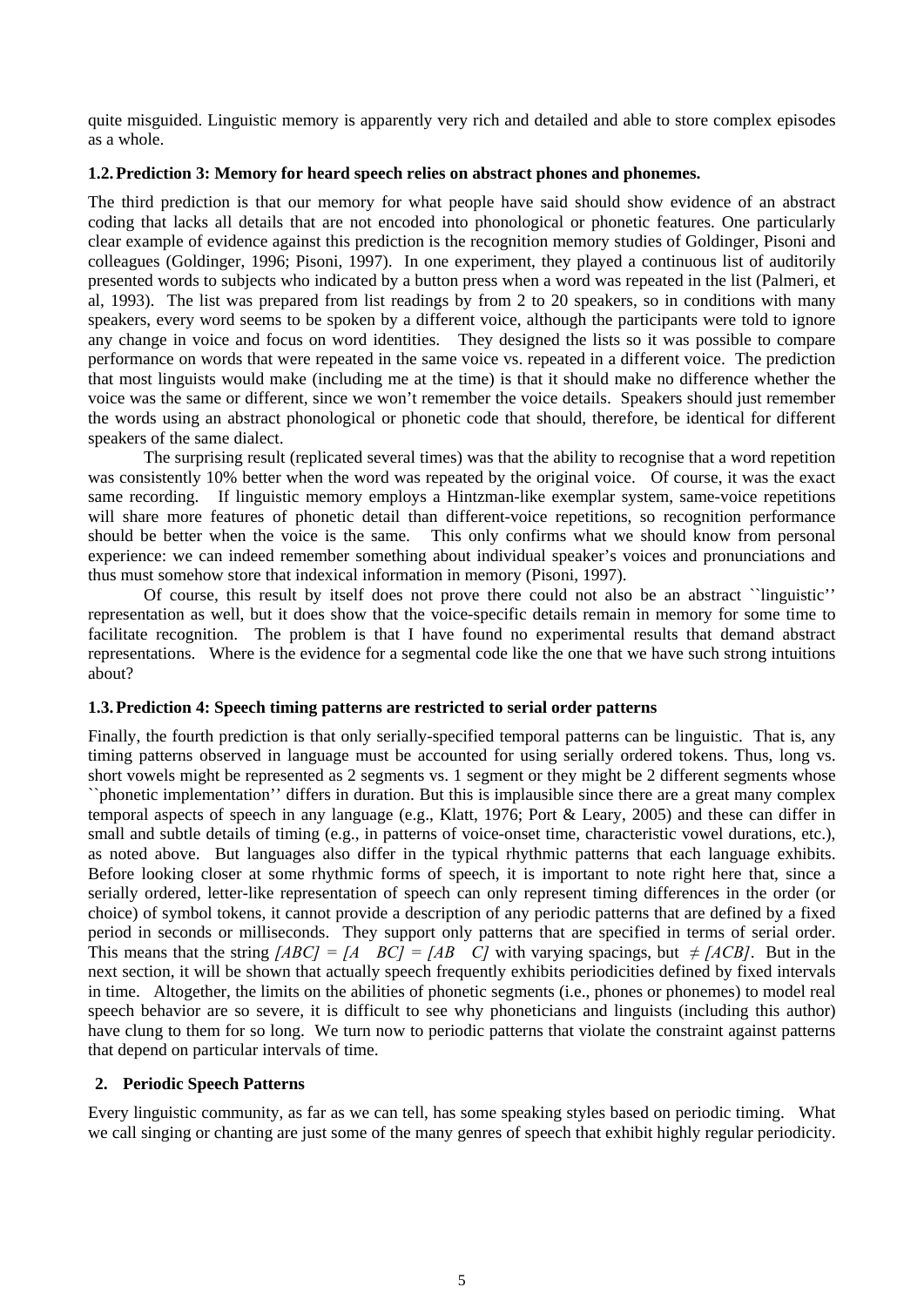quite misguided. Linguistic memory is apparently very rich and detailed and able to store complex episodes as a whole.

### 1.2. Prediction 3: Memory for heard speech relies on abstract phones and phonemes.

The third prediction is that our memory for what people have said should show evidence of an abstract coding that lacks all details that are not encoded into phonological or phonetic features. One particularly clear example of evidence against this prediction is the recognition memory studies of Goldinger, Pisoni and colleagues (Goldinger, 1996; Pisoni, 1997). In one experiment, they played a continuous list of auditorily presented words to subjects who indicated by a button press when a word was repeated in the list (Palmeri, et al, 1993). The list was prepared from list readings by from 2 to 20 speakers, so in conditions with many speakers, every word seems to be spoken by a different voice, although the participants were told to ignore any change in voice and focus on word identities. They designed the lists so it was possible to compare performance on words that were repeated in the same voice vs. repeated in a different voice. The prediction that most linguists would make (including me at the time) is that it should make no difference whether the voice was the same or different, since we won't remember the voice details. Speakers should just remember the words using an abstract phonological or phonetic code that should, therefore, be identical for different speakers of the same dialect.

The surprising result (replicated several times) was that the ability to recognise that a word repetition was consistently 10% better when the word was repeated by the original voice. Of course, it was the exact same recording. If linguistic memory employs a Hintzman-like exemplar system, same-voice repetitions will share more features of phonetic detail than different-voice repetitions, so recognition performance should be better when the voice is the same. This only confirms what we should know from personal experience: we can indeed remember something about individual speaker's voices and pronunciations and thus must somehow store that indexical information in memory (Pisoni, 1997).

Of course, this result by itself does not prove there could not also be an abstract ``linguistic'' representation as well, but it does show that the voice-specific details remain in memory for some time to facilitate recognition. The problem is that I have found no experimental results that demand abstract representations. Where is the evidence for a segmental code like the one that we have such strong intuitions about?

### 1.3. Prediction 4: Speech timing patterns are restricted to serial order patterns

Finally, the fourth prediction is that only serially-specified temporal patterns can be linguistic. That is, any timing patterns observed in language must be accounted for using serially ordered tokens. Thus, long vs. short vowels might be represented as 2 segments vs. 1 segment or they might be 2 different segments whose ``phonetic implementation'' differs in duration. But this is implausible since there are a great many complex temporal aspects of speech in any language (e.g., Klatt, 1976; Port & Leary, 2005) and these can differ in small and subtle details of timing (e.g., in patterns of voice-onset time, characteristic vowel durations, etc.), as noted above. But languages also differ in the typical rhythmic patterns that each language exhibits. Before looking closer at some rhythmic forms of speech, it is important to note right here that, since a serially ordered, letter-like representation of speech can only represent timing differences in the order (or choice) of symbol tokens, it cannot provide a description of any periodic patterns that are defined by a fixed period in seconds or milliseconds. They support only patterns that are specified in terms of serial order. This means that the string *[ABC] = [A   BC] = [AB   C]* with varying spacings, but *≠ [ACB]*. But in the next section, it will be shown that actually speech frequently exhibits periodicities defined by fixed intervals in time. Altogether, the limits on the abilities of phonetic segments (i.e., phones or phonemes) to model real speech behavior are so severe, it is difficult to see why phoneticians and linguists (including this author) have clung to them for so long. We turn now to periodic patterns that violate the constraint against patterns that depend on particular intervals of time.

## 2. Periodic Speech Patterns

Every linguistic community, as far as we can tell, has some speaking styles based on periodic timing. What we call singing or chanting are just some of the many genres of speech that exhibit highly regular periodicity.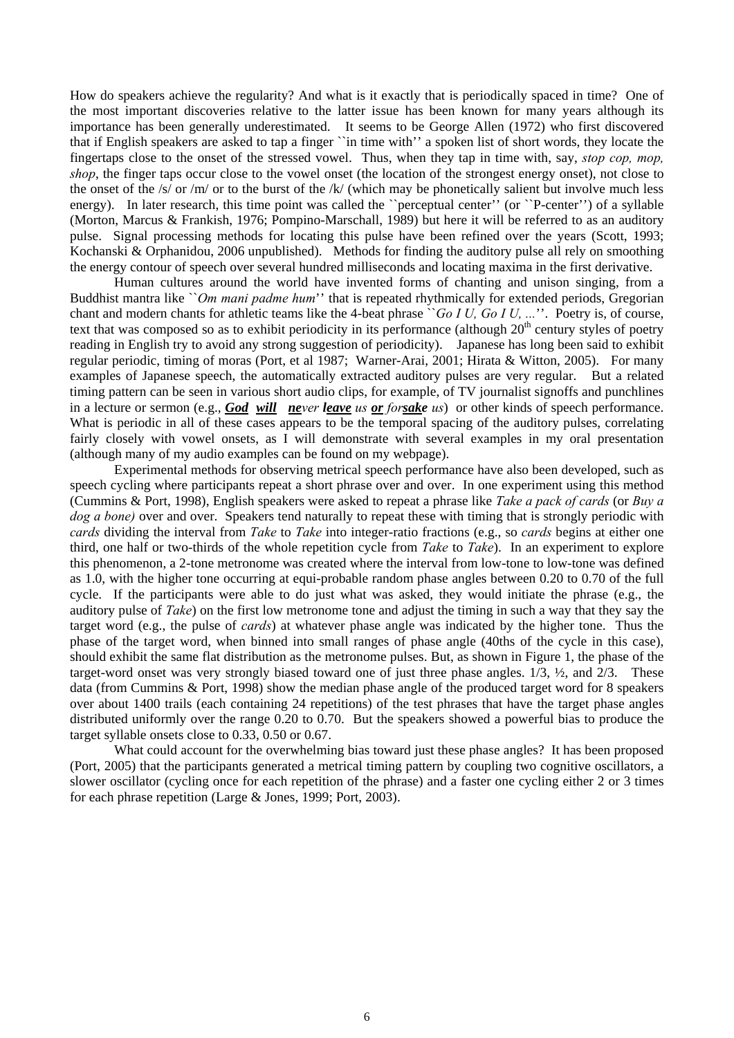How do speakers achieve the regularity? And what is it exactly that is periodically spaced in time? One of the most important discoveries relative to the latter issue has been known for many years although its importance has been generally underestimated. It seems to be George Allen (1972) who first discovered that if English speakers are asked to tap a finger ``in time with'' a spoken list of short words, they locate the fingertaps close to the onset of the stressed vowel. Thus, when they tap in time with, say, *stop cop, mop, shop*, the finger taps occur close to the vowel onset (the location of the strongest energy onset), not close to the onset of the /s/ or /m/ or to the burst of the /k/ (which may be phonetically salient but involve much less energy). In later research, this time point was called the ``perceptual center'' (or ``P-center'') of a syllable (Morton, Marcus & Frankish, 1976; Pompino-Marschall, 1989) but here it will be referred to as an auditory pulse. Signal processing methods for locating this pulse have been refined over the years (Scott, 1993; Kochanski & Orphanidou, 2006 unpublished). Methods for finding the auditory pulse all rely on smoothing the energy contour of speech over several hundred milliseconds and locating maxima in the first derivative.

Human cultures around the world have invented forms of chanting and unison singing, from a Buddhist mantra like ``*Om mani padme hum*'' that is repeated rhythmically for extended periods, Gregorian chant and modern chants for athletic teams like the 4-beat phrase ``*Go I U, Go I U, ...*''. Poetry is, of course, text that was composed so as to exhibit periodicity in its performance (although 20th century styles of poetry reading in English try to avoid any strong suggestion of periodicity). Japanese has long been said to exhibit regular periodic, timing of moras (Port, et al 1987; Warner-Arai, 2001; Hirata & Witton, 2005). For many examples of Japanese speech, the automatically extracted auditory pulses are very regular. But a related timing pattern can be seen in various short audio clips, for example, of TV journalist signoffs and punchlines in a lecture or sermon (e.g., ***God will ne****ver* ***leave*** *us* ***or*** *for****sake*** *us*) or other kinds of speech performance. What is periodic in all of these cases appears to be the temporal spacing of the auditory pulses, correlating fairly closely with vowel onsets, as I will demonstrate with several examples in my oral presentation (although many of my audio examples can be found on my webpage).

Experimental methods for observing metrical speech performance have also been developed, such as speech cycling where participants repeat a short phrase over and over. In one experiment using this method (Cummins & Port, 1998), English speakers were asked to repeat a phrase like *Take a pack of cards* (or *Buy a dog a bone)* over and over. Speakers tend naturally to repeat these with timing that is strongly periodic with *cards* dividing the interval from *Take* to *Take* into integer-ratio fractions (e.g., so *cards* begins at either one third, one half or two-thirds of the whole repetition cycle from *Take* to *Take*). In an experiment to explore this phenomenon, a 2-tone metronome was created where the interval from low-tone to low-tone was defined as 1.0, with the higher tone occurring at equi-probable random phase angles between 0.20 to 0.70 of the full cycle. If the participants were able to do just what was asked, they would initiate the phrase (e.g., the auditory pulse of *Take*) on the first low metronome tone and adjust the timing in such a way that they say the target word (e.g., the pulse of *cards*) at whatever phase angle was indicated by the higher tone. Thus the phase of the target word, when binned into small ranges of phase angle (40ths of the cycle in this case), should exhibit the same flat distribution as the metronome pulses. But, as shown in Figure 1, the phase of the target-word onset was very strongly biased toward one of just three phase angles. 1/3, ½, and 2/3. These data (from Cummins & Port, 1998) show the median phase angle of the produced target word for 8 speakers over about 1400 trails (each containing 24 repetitions) of the test phrases that have the target phase angles distributed uniformly over the range 0.20 to 0.70. But the speakers showed a powerful bias to produce the target syllable onsets close to 0.33, 0.50 or 0.67.

What could account for the overwhelming bias toward just these phase angles? It has been proposed (Port, 2005) that the participants generated a metrical timing pattern by coupling two cognitive oscillators, a slower oscillator (cycling once for each repetition of the phrase) and a faster one cycling either 2 or 3 times for each phrase repetition (Large & Jones, 1999; Port, 2003).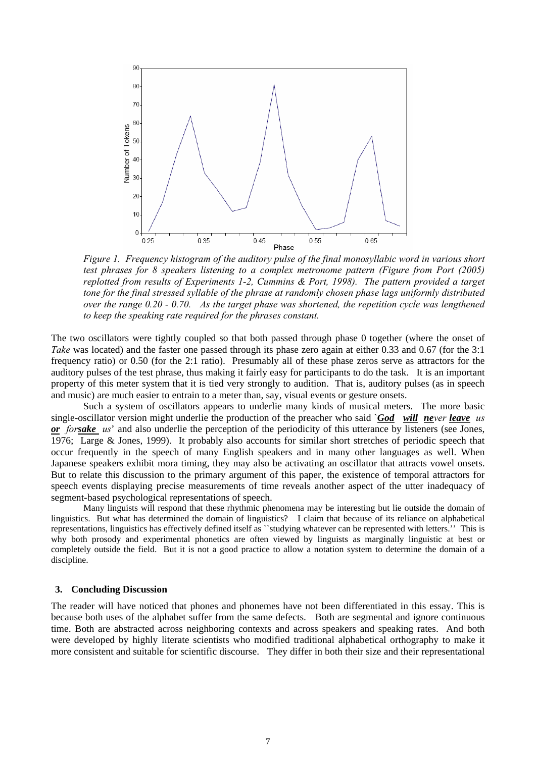*Figure 1. Frequency histogram of the auditory pulse of the final monosyllabic word in various short test phrases for 8 speakers listening to a complex metronome pattern (Figure from Port (2005) replotted from results of Experiments 1-2, Cummins & Port, 1998). The pattern provided a target tone for the final stressed syllable of the phrase at randomly chosen phase lags uniformly distributed over the range 0.20 - 0.70. As the target phase was shortened, the repetition cycle was lengthened to keep the speaking rate required for the phrases constant.*

The two oscillators were tightly coupled so that both passed through phase 0 together (where the onset of *Take* was located) and the faster one passed through its phase zero again at either 0.33 and 0.67 (for the 3:1 frequency ratio) or 0.50 (for the 2:1 ratio). Presumably all of these phase zeros serve as attractors for the auditory pulses of the test phrase, thus making it fairly easy for participants to do the task. It is an important property of this meter system that it is tied very strongly to audition. That is, auditory pulses (as in speech and music) are much easier to entrain to a meter than, say, visual events or gesture onsets.

Such a system of oscillators appears to underlie many kinds of musical meters. The more basic single-oscillator version might underlie the production of the preacher who said `***God*** ***will*** ***ne****ver* ***leave*** *us* ***or*** *for****sake*** *us*' and also underlie the perception of the periodicity of this utterance by listeners (see Jones, 1976; Large & Jones, 1999). It probably also accounts for similar short stretches of periodic speech that occur frequently in the speech of many English speakers and in many other languages as well. When Japanese speakers exhibit mora timing, they may also be activating an oscillator that attracts vowel onsets. But to relate this discussion to the primary argument of this paper, the existence of temporal attractors for speech events displaying precise measurements of time reveals another aspect of the utter inadequacy of segment-based psychological representations of speech.

Many linguists will respond that these rhythmic phenomena may be interesting but lie outside the domain of linguistics. But what has determined the domain of linguistics? I claim that because of its reliance on alphabetical representations, linguistics has effectively defined itself as ``studying whatever can be represented with letters.'' This is why both prosody and experimental phonetics are often viewed by linguists as marginally linguistic at best or completely outside the field. But it is not a good practice to allow a notation system to determine the domain of a discipline.

## 3. Concluding Discussion

The reader will have noticed that phones and phonemes have not been differentiated in this essay. This is because both uses of the alphabet suffer from the same defects. Both are segmental and ignore continuous time. Both are abstracted across neighboring contexts and across speakers and speaking rates. And both were developed by highly literate scientists who modified traditional alphabetical orthography to make it more consistent and suitable for scientific discourse. They differ in both their size and their representational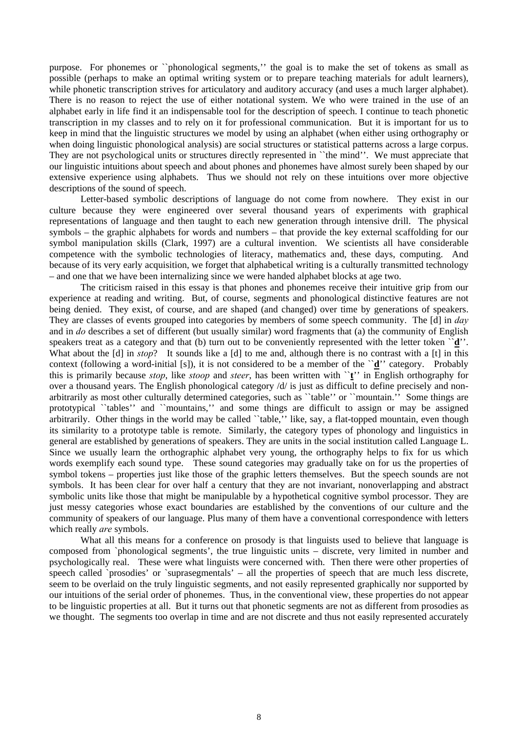purpose. For phonemes or ``phonological segments,'' the goal is to make the set of tokens as small as possible (perhaps to make an optimal writing system or to prepare teaching materials for adult learners), while phonetic transcription strives for articulatory and auditory accuracy (and uses a much larger alphabet). There is no reason to reject the use of either notational system. We who were trained in the use of an alphabet early in life find it an indispensable tool for the description of speech. I continue to teach phonetic transcription in my classes and to rely on it for professional communication. But it is important for us to keep in mind that the linguistic structures we model by using an alphabet (when either using orthography or when doing linguistic phonological analysis) are social structures or statistical patterns across a large corpus. They are not psychological units or structures directly represented in ``the mind''. We must appreciate that our linguistic intuitions about speech and about phones and phonemes have almost surely been shaped by our extensive experience using alphabets. Thus we should not rely on these intuitions over more objective descriptions of the sound of speech.

Letter-based symbolic descriptions of language do not come from nowhere. They exist in our culture because they were engineered over several thousand years of experiments with graphical representations of language and then taught to each new generation through intensive drill. The physical symbols – the graphic alphabets for words and numbers – that provide the key external scaffolding for our symbol manipulation skills (Clark, 1997) are a cultural invention. We scientists all have considerable competence with the symbolic technologies of literacy, mathematics and, these days, computing. And because of its very early acquisition, we forget that alphabetical writing is a culturally transmitted technology – and one that we have been internalizing since we were handed alphabet blocks at age two.

The criticism raised in this essay is that phones and phonemes receive their intuitive grip from our experience at reading and writing. But, of course, segments and phonological distinctive features are not being denied. They exist, of course, and are shaped (and changed) over time by generations of speakers. They are classes of events grouped into categories by members of some speech community. The [d] in *day* and in *do* describes a set of different (but usually similar) word fragments that (a) the community of English speakers treat as a category and that (b) turn out to be conveniently represented with the letter token ``**d**''. What about the [d] in *stop*? It sounds like a [d] to me and, although there is no contrast with a [t] in this context (following a word-initial [s]), it is not considered to be a member of the ``**d**'' category. Probably this is primarily because *stop*, like *stoop* and *steer*, has been written with ``**t**'' in English orthography for over a thousand years. The English phonological category /d/ is just as difficult to define precisely and non-arbitrarily as most other culturally determined categories, such as ``table'' or ``mountain.'' Some things are prototypical ``tables'' and ``mountains,'' and some things are difficult to assign or may be assigned arbitrarily. Other things in the world may be called ``table,'' like, say, a flat-topped mountain, even though its similarity to a prototype table is remote. Similarly, the category types of phonology and linguistics in general are established by generations of speakers. They are units in the social institution called Language L. Since we usually learn the orthographic alphabet very young, the orthography helps to fix for us which words exemplify each sound type. These sound categories may gradually take on for us the properties of symbol tokens – properties just like those of the graphic letters themselves. But the speech sounds are not symbols. It has been clear for over half a century that they are not invariant, nonoverlapping and abstract symbolic units like those that might be manipulable by a hypothetical cognitive symbol processor. They are just messy categories whose exact boundaries are established by the conventions of our culture and the community of speakers of our language. Plus many of them have a conventional correspondence with letters which really *are* symbols.

What all this means for a conference on prosody is that linguists used to believe that language is composed from `phonological segments', the true linguistic units – discrete, very limited in number and psychologically real. These were what linguists were concerned with. Then there were other properties of speech called `prosodies' or `suprasegmentals' – all the properties of speech that are much less discrete, seem to be overlaid on the truly linguistic segments, and not easily represented graphically nor supported by our intuitions of the serial order of phonemes. Thus, in the conventional view, these properties do not appear to be linguistic properties at all. But it turns out that phonetic segments are not as different from prosodies as we thought. The segments too overlap in time and are not discrete and thus not easily represented accurately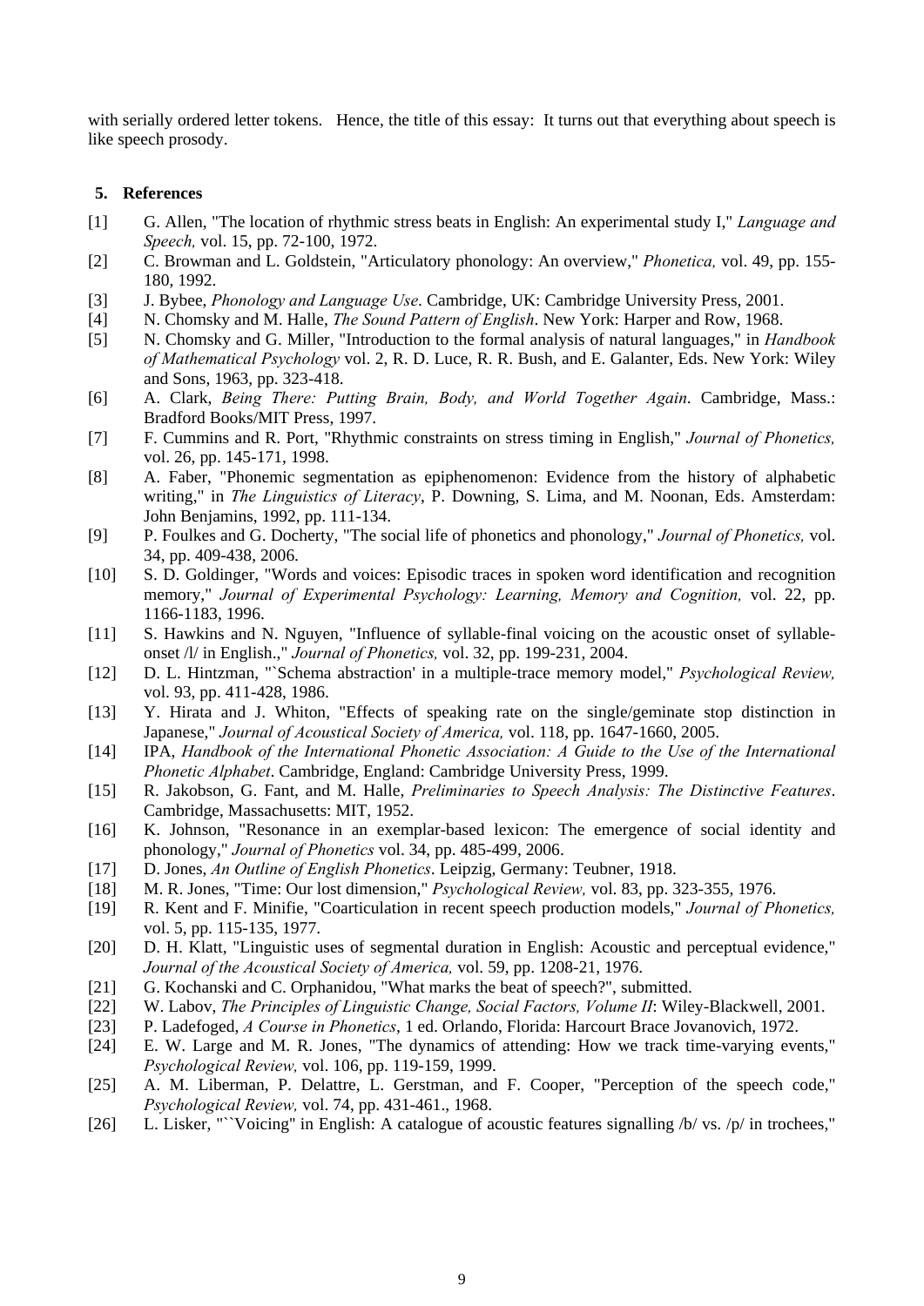with serially ordered letter tokens. Hence, the title of this essay: It turns out that everything about speech is like speech prosody.

## 5. References

[1] G. Allen, "The location of rhythmic stress beats in English: An experimental study I," *Language and Speech,* vol. 15, pp. 72-100, 1972.

[2] C. Browman and L. Goldstein, "Articulatory phonology: An overview," *Phonetica,* vol. 49, pp. 155-180, 1992.

[3] J. Bybee, *Phonology and Language Use*. Cambridge, UK: Cambridge University Press, 2001.

[4] N. Chomsky and M. Halle, *The Sound Pattern of English*. New York: Harper and Row, 1968.

[5] N. Chomsky and G. Miller, "Introduction to the formal analysis of natural languages," in *Handbook of Mathematical Psychology* vol. 2, R. D. Luce, R. R. Bush, and E. Galanter, Eds. New York: Wiley and Sons, 1963, pp. 323-418.

[6] A. Clark, *Being There: Putting Brain, Body, and World Together Again*. Cambridge, Mass.: Bradford Books/MIT Press, 1997.

[7] F. Cummins and R. Port, "Rhythmic constraints on stress timing in English," *Journal of Phonetics,* vol. 26, pp. 145-171, 1998.

[8] A. Faber, "Phonemic segmentation as epiphenomenon: Evidence from the history of alphabetic writing," in *The Linguistics of Literacy*, P. Downing, S. Lima, and M. Noonan, Eds. Amsterdam: John Benjamins, 1992, pp. 111-134.

[9] P. Foulkes and G. Docherty, "The social life of phonetics and phonology," *Journal of Phonetics,* vol. 34, pp. 409-438, 2006.

[10] S. D. Goldinger, "Words and voices: Episodic traces in spoken word identification and recognition memory," *Journal of Experimental Psychology: Learning, Memory and Cognition,* vol. 22, pp. 1166-1183, 1996.

[11] S. Hawkins and N. Nguyen, "Influence of syllable-final voicing on the acoustic onset of syllable-onset /l/ in English.," *Journal of Phonetics,* vol. 32, pp. 199-231, 2004.

[12] D. L. Hintzman, "`Schema abstraction' in a multiple-trace memory model," *Psychological Review,* vol. 93, pp. 411-428, 1986.

[13] Y. Hirata and J. Whiton, "Effects of speaking rate on the single/geminate stop distinction in Japanese," *Journal of Acoustical Society of America,* vol. 118, pp. 1647-1660, 2005.

[14] IPA, *Handbook of the International Phonetic Association: A Guide to the Use of the International Phonetic Alphabet*. Cambridge, England: Cambridge University Press, 1999.

[15] R. Jakobson, G. Fant, and M. Halle, *Preliminaries to Speech Analysis: The Distinctive Features*. Cambridge, Massachusetts: MIT, 1952.

[16] K. Johnson, "Resonance in an exemplar-based lexicon: The emergence of social identity and phonology," *Journal of Phonetics* vol. 34, pp. 485-499, 2006.

[17] D. Jones, *An Outline of English Phonetics*. Leipzig, Germany: Teubner, 1918.

[18] M. R. Jones, "Time: Our lost dimension," *Psychological Review,* vol. 83, pp. 323-355, 1976.

[19] R. Kent and F. Minifie, "Coarticulation in recent speech production models," *Journal of Phonetics,* vol. 5, pp. 115-135, 1977.

[20] D. H. Klatt, "Linguistic uses of segmental duration in English: Acoustic and perceptual evidence," *Journal of the Acoustical Society of America,* vol. 59, pp. 1208-21, 1976.

[21] G. Kochanski and C. Orphanidou, "What marks the beat of speech?", submitted.

[22] W. Labov, *The Principles of Linguistic Change, Social Factors, Volume II*: Wiley-Blackwell, 2001.

[23] P. Ladefoged, *A Course in Phonetics*, 1 ed. Orlando, Florida: Harcourt Brace Jovanovich, 1972.

[24] E. W. Large and M. R. Jones, "The dynamics of attending: How we track time-varying events," *Psychological Review,* vol. 106, pp. 119-159, 1999.

[25] A. M. Liberman, P. Delattre, L. Gerstman, and F. Cooper, "Perception of the speech code," *Psychological Review,* vol. 74, pp. 431-461., 1968.

[26] L. Lisker, "``Voicing" in English: A catalogue of acoustic features signalling /b/ vs. /p/ in trochees,"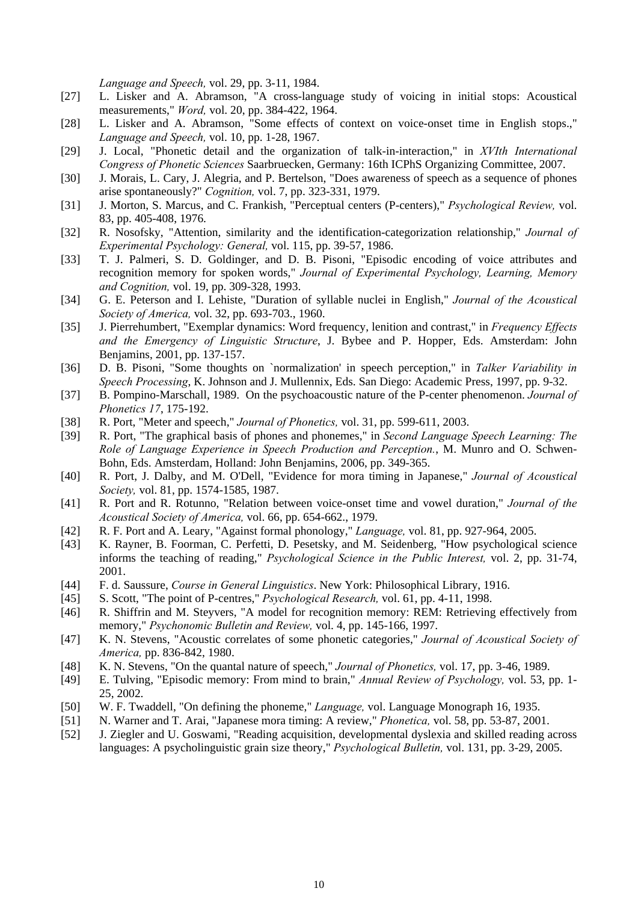*Language and Speech,* vol. 29, pp. 3-11, 1984.

[27] L. Lisker and A. Abramson, "A cross-language study of voicing in initial stops: Acoustical measurements," *Word,* vol. 20, pp. 384-422, 1964.

[28] L. Lisker and A. Abramson, "Some effects of context on voice-onset time in English stops.," *Language and Speech,* vol. 10, pp. 1-28, 1967.

[29] J. Local, "Phonetic detail and the organization of talk-in-interaction," in *XVIth International Congress of Phonetic Sciences* Saarbruecken, Germany: 16th ICPhS Organizing Committee, 2007.

[30] J. Morais, L. Cary, J. Alegria, and P. Bertelson, "Does awareness of speech as a sequence of phones arise spontaneously?" *Cognition,* vol. 7, pp. 323-331, 1979.

[31] J. Morton, S. Marcus, and C. Frankish, "Perceptual centers (P-centers)," *Psychological Review,* vol. 83, pp. 405-408, 1976.

[32] R. Nosofsky, "Attention, similarity and the identification-categorization relationship," *Journal of Experimental Psychology: General,* vol. 115, pp. 39-57, 1986.

[33] T. J. Palmeri, S. D. Goldinger, and D. B. Pisoni, "Episodic encoding of voice attributes and recognition memory for spoken words," *Journal of Experimental Psychology, Learning, Memory and Cognition,* vol. 19, pp. 309-328, 1993.

[34] G. E. Peterson and I. Lehiste, "Duration of syllable nuclei in English," *Journal of the Acoustical Society of America,* vol. 32, pp. 693-703., 1960.

[35] J. Pierrehumbert, "Exemplar dynamics: Word frequency, lenition and contrast," in *Frequency Effects and the Emergency of Linguistic Structure*, J. Bybee and P. Hopper, Eds. Amsterdam: John Benjamins, 2001, pp. 137-157.

[36] D. B. Pisoni, "Some thoughts on `normalization' in speech perception," in *Talker Variability in Speech Processing*, K. Johnson and J. Mullennix, Eds. San Diego: Academic Press, 1997, pp. 9-32.

[37] B. Pompino-Marschall, 1989. On the psychoacoustic nature of the P-center phenomenon. *Journal of Phonetics 17*, 175-192.

[38] R. Port, "Meter and speech," *Journal of Phonetics,* vol. 31, pp. 599-611, 2003.

[39] R. Port, "The graphical basis of phones and phonemes," in *Second Language Speech Learning: The Role of Language Experience in Speech Production and Perception.*, M. Munro and O. Schwen-Bohn, Eds. Amsterdam, Holland: John Benjamins, 2006, pp. 349-365.

[40] R. Port, J. Dalby, and M. O'Dell, "Evidence for mora timing in Japanese," *Journal of Acoustical Society,* vol. 81, pp. 1574-1585, 1987.

[41] R. Port and R. Rotunno, "Relation between voice-onset time and vowel duration," *Journal of the Acoustical Society of America,* vol. 66, pp. 654-662., 1979.

[42] R. F. Port and A. Leary, "Against formal phonology," *Language,* vol. 81, pp. 927-964, 2005.

[43] K. Rayner, B. Foorman, C. Perfetti, D. Pesetsky, and M. Seidenberg, "How psychological science informs the teaching of reading," *Psychological Science in the Public Interest,* vol. 2, pp. 31-74, 2001.

[44] F. d. Saussure, *Course in General Linguistics*. New York: Philosophical Library, 1916.

[45] S. Scott, "The point of P-centres," *Psychological Research,* vol. 61, pp. 4-11, 1998.

[46] R. Shiffrin and M. Steyvers, "A model for recognition memory: REM: Retrieving effectively from memory," *Psychonomic Bulletin and Review,* vol. 4, pp. 145-166, 1997.

[47] K. N. Stevens, "Acoustic correlates of some phonetic categories," *Journal of Acoustical Society of America,* pp. 836-842, 1980.

[48] K. N. Stevens, "On the quantal nature of speech," *Journal of Phonetics,* vol. 17, pp. 3-46, 1989.

[49] E. Tulving, "Episodic memory: From mind to brain," *Annual Review of Psychology,* vol. 53, pp. 1-25, 2002.

[50] W. F. Twaddell, "On defining the phoneme," *Language,* vol. Language Monograph 16, 1935.

[51] N. Warner and T. Arai, "Japanese mora timing: A review," *Phonetica,* vol. 58, pp. 53-87, 2001.

[52] J. Ziegler and U. Goswami, "Reading acquisition, developmental dyslexia and skilled reading across languages: A psycholinguistic grain size theory," *Psychological Bulletin,* vol. 131, pp. 3-29, 2005.